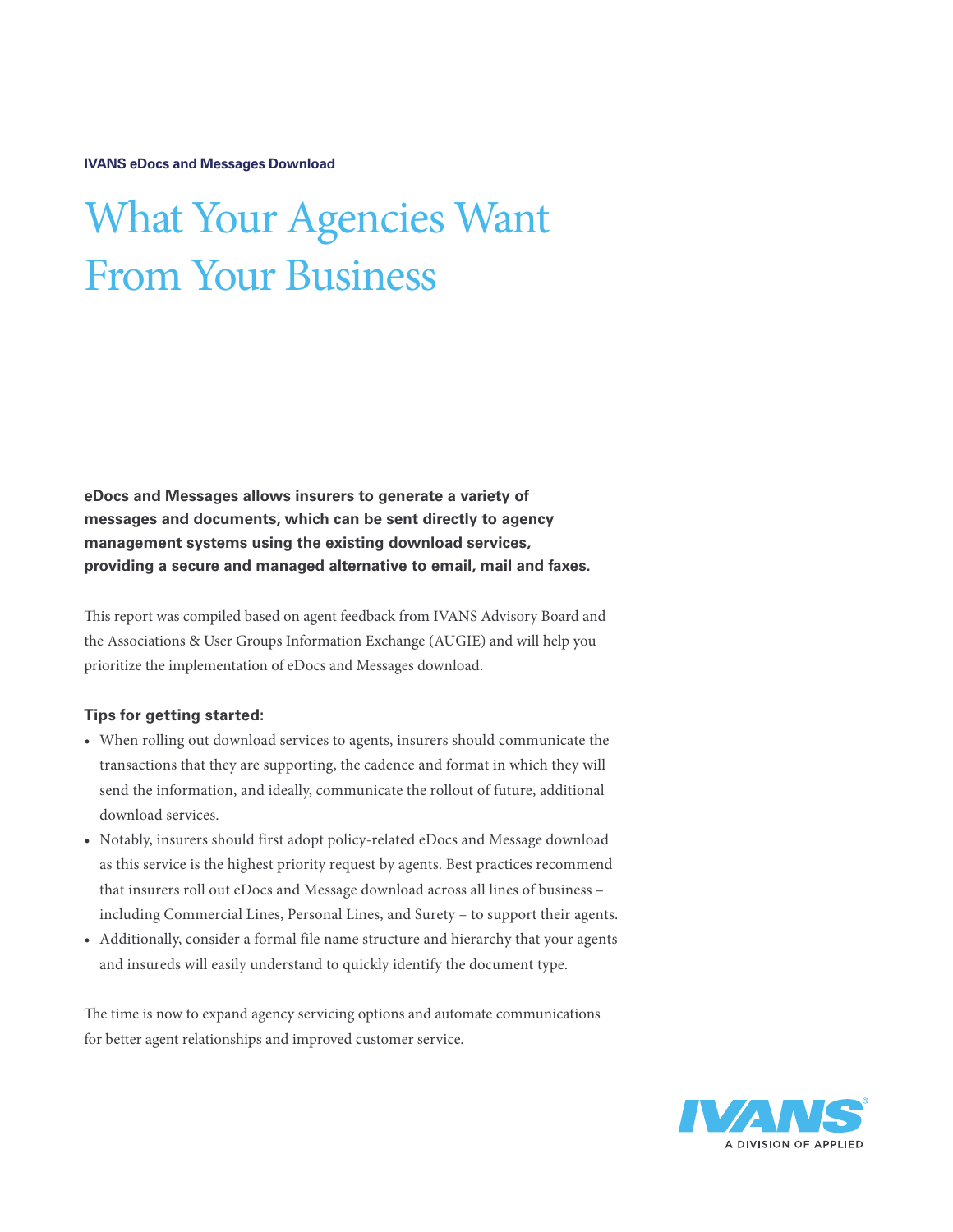**IVANS eDocs and Messages Download**

# What Your Agencies Want From Your Business

**eDocs and Messages allows insurers to generate a variety of messages and documents, which can be sent directly to agency management systems using the existing download services, providing a secure and managed alternative to email, mail and faxes.**

This report was compiled based on agent feedback from IVANS Advisory Board and the Associations & User Groups Information Exchange (AUGIE) and will help you prioritize the implementation of eDocs and Messages download.

### Tips for getting started:

- When rolling out download services to agents, insurers should communicate the transactions that they are supporting, the cadence and format in which they will send the information, and ideally, communicate the rollout of future, additional download services.
- Notably, insurers should first adopt policy-related eDocs and Message download as this service is the highest priority request by agents. Best practices recommend that insurers roll out eDocs and Message download across all lines of business – including Commercial Lines, Personal Lines, and Surety – to support their agents.
- Additionally, consider a formal file name structure and hierarchy that your agents and insureds will easily understand to quickly identify the document type.

The time is now to expand agency servicing options and automate communications for better agent relationships and improved customer service.

IVANS®
A DIVISION OF APPLIED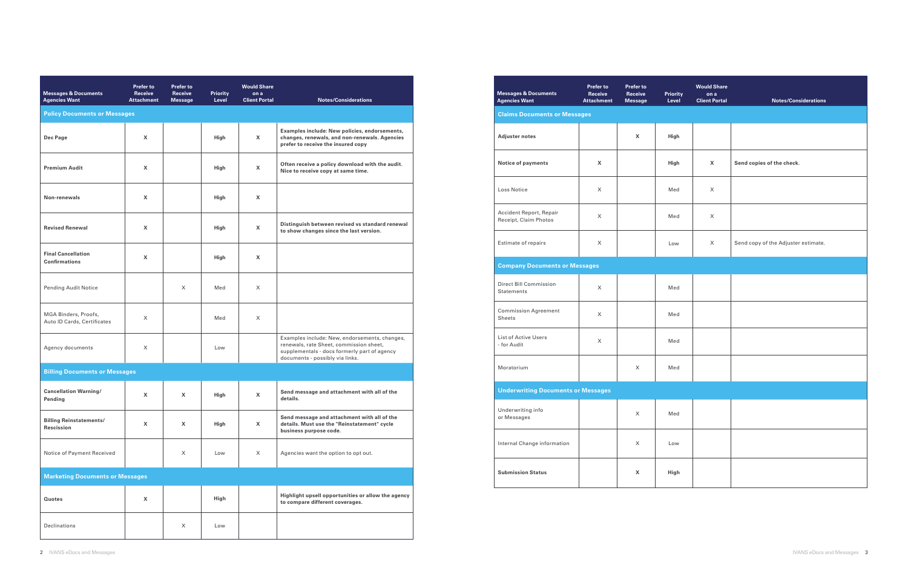| Messages & Documents Agencies Want | Prefer to Receive Attachment | Prefer to Receive Message | Priority Level | Would Share on a Client Portal | Notes/Considerations |
|---|---|---|---|---|---|
| **Policy Documents or Messages** | | | | | |
| **Dec Page** | **X** | | **High** | **X** | **Examples include: New policies, endorsements, changes, renewals, and non-renewals. Agencies prefer to receive the insured copy** |
| **Premium Audit** | **X** | | **High** | **X** | **Often receive a policy download with the audit. Nice to receive copy at same time.** |
| **Non-renewals** | **X** | | **High** | **X** | |
| **Revised Renewal** | **X** | | **High** | **X** | **Distinguish between revised vs standard renewal to show changes since the last version.** |
| **Final Cancellation Confirmations** | **X** | | **High** | **X** | |
| Pending Audit Notice | | X | Med | X | |
| MGA Binders, Proofs, Auto ID Cards, Certificates | X | | Med | X | |
| Agency documents | X | | Low | | Examples include: New, endorsements, changes, renewals, rate Sheet, commission sheet, supplementals - docs formerly part of agency documents - possibly via links. |
| **Billing Documents or Messages** | | | | | |
| **Cancellation Warning/ Pending** | **X** | **X** | **High** | **X** | **Send message and attachment with all of the details.** |
| **Billing Reinstatements/ Rescission** | **X** | **X** | **High** | **X** | **Send message and attachment with all of the details. Must use the "Reinstatement" cycle business purpose code.** |
| Notice of Payment Received | | X | Low | X | Agencies want the option to opt out. |
| **Marketing Documents or Messages** | | | | | |
| **Quotes** | **X** | | **High** | | **Highlight upsell opportunities or allow the agency to compare different coverages.** |
| Declinations | | X | Low | | |

| Messages & Documents Agencies Want | Prefer to Receive Attachment | Prefer to Receive Message | Priority Level | Would Share on a Client Portal | Notes/Considerations |
|---|---|---|---|---|---|
| **Claims Documents or Messages** | | | | | |
| **Adjuster notes** | | **X** | **High** | | |
| **Notice of payments** | **X** | | **High** | **X** | **Send copies of the check.** |
| Loss Notice | X | | Med | X | |
| Accident Report, Repair Receipt, Claim Photos | X | | Med | X | |
| Estimate of repairs | X | | Low | X | Send copy of the Adjuster estimate. |
| **Company Documents or Messages** | | | | | |
| Direct Bill Commission Statements | X | | Med | | |
| Commission Agreement Sheets | X | | Med | | |
| List of Active Users - for Audit | X | | Med | | |
| Moratorium | | X | Med | | |
| **Underwriting Documents or Messages** | | | | | |
| Underwriting info or Messages | | X | Med | | |
| Internal Change information | | X | Low | | |
| **Submission Status** | | **X** | **High** | | |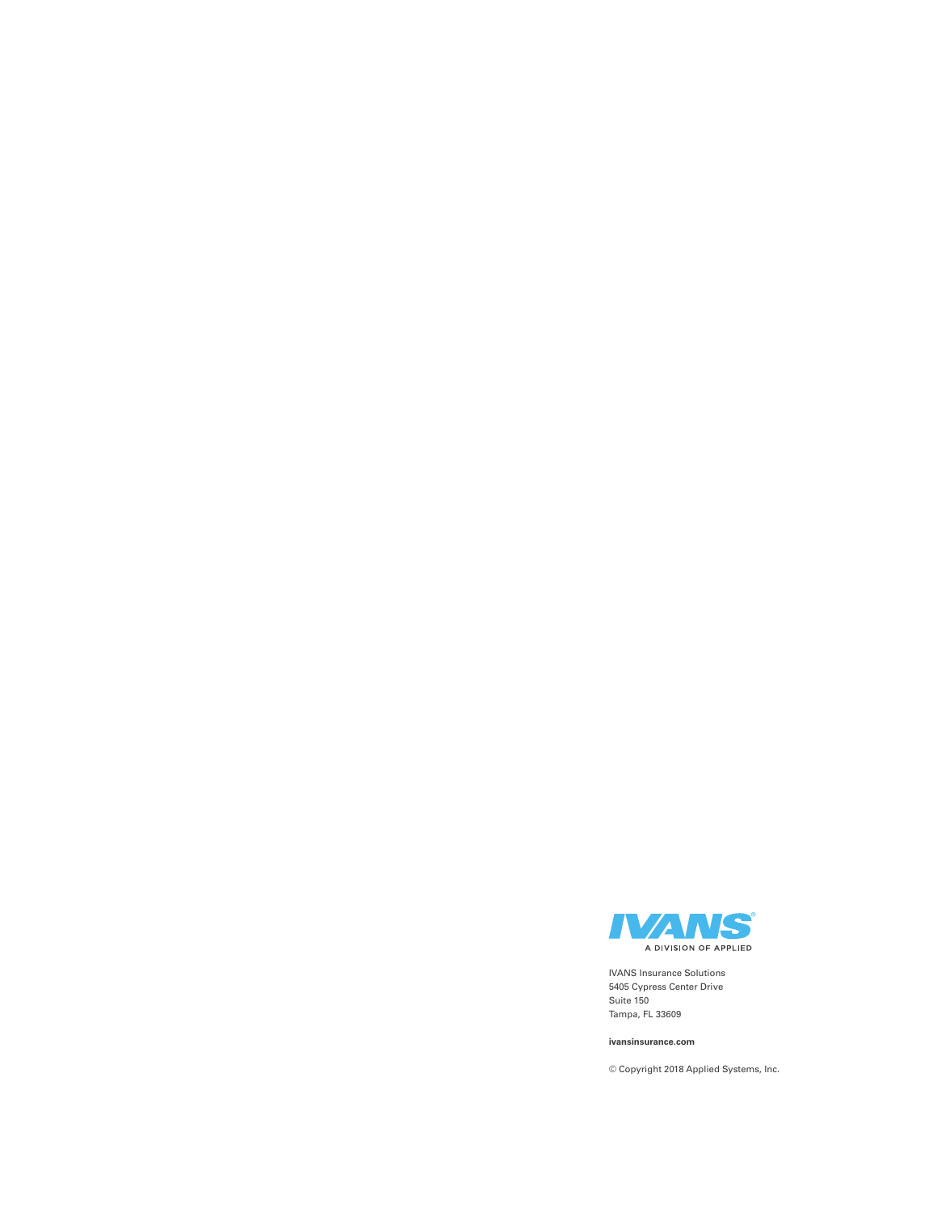IVANS®

A DIVISION OF APPLIED

IVANS Insurance Solutions
5405 Cypress Center Drive
Suite 150
Tampa, FL 33609

**ivansinsurance.com**

© Copyright 2018 Applied Systems, Inc.